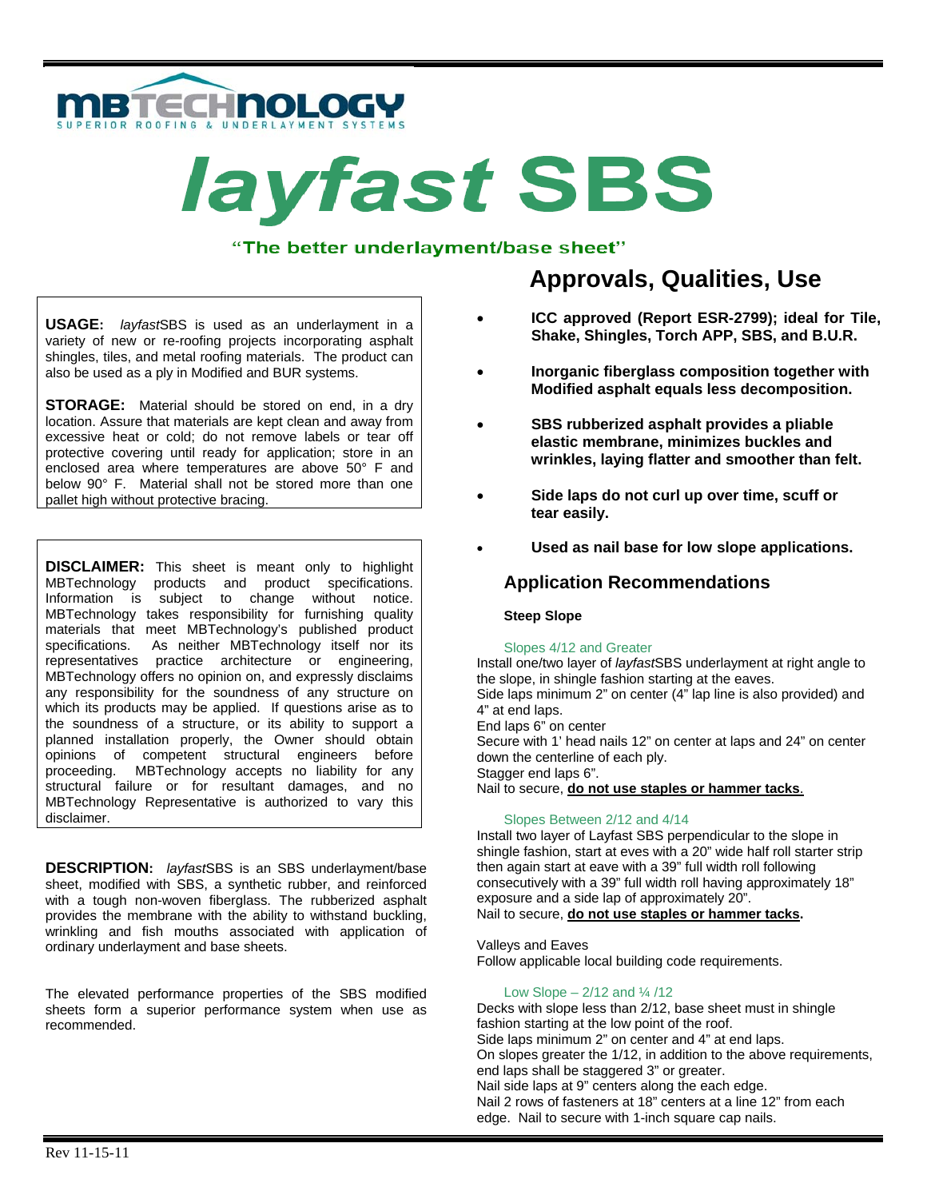MBTECHNOLOGY

SUPERIOR ROOFING & UNDERLAYMENT SYSTEMS

# *layfast* SBS

**"The better underlayment/base sheet"**

**USAGE:** *layfast*SBS is used as an underlayment in a variety of new or re-roofing projects incorporating asphalt shingles, tiles, and metal roofing materials. The product can also be used as a ply in Modified and BUR systems.

**STORAGE:** Material should be stored on end, in a dry location. Assure that materials are kept clean and away from excessive heat or cold; do not remove labels or tear off protective covering until ready for application; store in an enclosed area where temperatures are above 50° F and below 90° F. Material shall not be stored more than one pallet high without protective bracing.

**DISCLAIMER:** This sheet is meant only to highlight MBTechnology products and product specifications. Information is subject to change without notice. MBTechnology takes responsibility for furnishing quality materials that meet MBTechnology's published product specifications. As neither MBTechnology itself nor its representatives practice architecture or engineering, MBTechnology offers no opinion on, and expressly disclaims any responsibility for the soundness of any structure on which its products may be applied. If questions arise as to the soundness of a structure, or its ability to support a planned installation properly, the Owner should obtain opinions of competent structural engineers before proceeding. MBTechnology accepts no liability for any structural failure or for resultant damages, and no MBTechnology Representative is authorized to vary this disclaimer.

**DESCRIPTION:** *layfast*SBS is an SBS underlayment/base sheet, modified with SBS, a synthetic rubber, and reinforced with a tough non-woven fiberglass. The rubberized asphalt provides the membrane with the ability to withstand buckling, wrinkling and fish mouths associated with application of ordinary underlayment and base sheets.

The elevated performance properties of the SBS modified sheets form a superior performance system when use as recommended.

## Approvals, Qualities, Use

- **ICC approved (Report ESR-2799); ideal for Tile, Shake, Shingles, Torch APP, SBS, and B.U.R.**
- **Inorganic fiberglass composition together with Modified asphalt equals less decomposition.**
- **SBS rubberized asphalt provides a pliable elastic membrane, minimizes buckles and wrinkles, laying flatter and smoother than felt.**
- **Side laps do not curl up over time, scuff or tear easily.**
- **Used as nail base for low slope applications.**

### Application Recommendations

**Steep Slope**

Slopes 4/12 and Greater

Install one/two layer of *layfast*SBS underlayment at right angle to the slope, in shingle fashion starting at the eaves.
Side laps minimum 2" on center (4" lap line is also provided) and 4" at end laps.
End laps 6" on center
Secure with 1' head nails 12" on center at laps and 24" on center down the centerline of each ply.
Stagger end laps 6".
Nail to secure, **do not use staples or hammer tacks**.

Slopes Between 2/12 and 4/14

Install two layer of Layfast SBS perpendicular to the slope in shingle fashion, start at eves with a 20" wide half roll starter strip then again start at eave with a 39" full width roll following consecutively with a 39" full width roll having approximately 18" exposure and a side lap of approximately 20".
Nail to secure, **do not use staples or hammer tacks.**

Valleys and Eaves
Follow applicable local building code requirements.

Low Slope – 2/12 and ¼ /12

Decks with slope less than 2/12, base sheet must in shingle fashion starting at the low point of the roof.
Side laps minimum 2" on center and 4" at end laps.
On slopes greater the 1/12, in addition to the above requirements, end laps shall be staggered 3" or greater.
Nail side laps at 9" centers along the each edge.
Nail 2 rows of fasteners at 18" centers at a line 12" from each edge. Nail to secure with 1-inch square cap nails.

Rev 11-15-11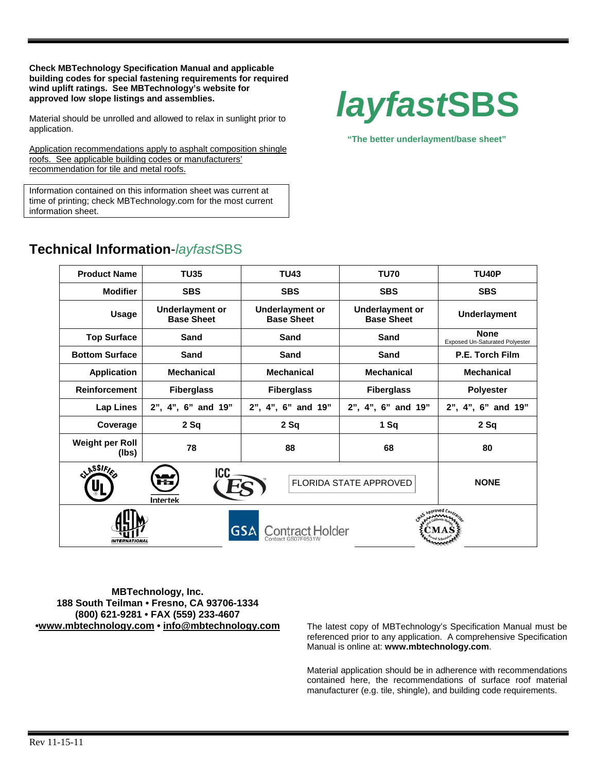**Check MBTechnology Specification Manual and applicable building codes for special fastening requirements for required wind uplift ratings. See MBTechnology's website for approved low slope listings and assemblies.**

Material should be unrolled and allowed to relax in sunlight prior to application.

Application recommendations apply to asphalt composition shingle roofs. See applicable building codes or manufacturers' recommendation for tile and metal roofs.

Information contained on this information sheet was current at time of printing; check MBTechnology.com for the most current information sheet.

# *layfast*SBS

**"The better underlayment/base sheet"**

## Technical Information-*layfast*SBS

| Product Name | TU35 | TU43 | TU70 | TU40P |
|---|---|---|---|---|
| Modifier | SBS | SBS | SBS | SBS |
| Usage | Underlayment or Base Sheet | Underlayment or Base Sheet | Underlayment or Base Sheet | Underlayment |
| Top Surface | Sand | Sand | Sand | None Exposed Un-Saturated Polyester |
| Bottom Surface | Sand | Sand | Sand | P.E. Torch Film |
| Application | Mechanical | Mechanical | Mechanical | Mechanical |
| Reinforcement | Fiberglass | Fiberglass | Fiberglass | Polyester |
| Lap Lines | 2", 4", 6" and 19" | 2", 4", 6" and 19" | 2", 4", 6" and 19" | 2", 4", 6" and 19" |
| Coverage | 2 Sq | 2 Sq | 1 Sq | 2 Sq |
| Weight per Roll (lbs) | 78 | 88 | 68 | 80 |
| CLASSIFIED UL | Intertek | ICC ES | FLORIDA STATE APPROVED | NONE |
| ASTM INTERNATIONAL | | GSA Contract Holder Contract GS07F0531W | | CMAS Approved Contractor |

**MBTechnology, Inc.**
**188 South Teilman • Fresno, CA 93706-1334**
**(800) 621-9281 • FAX (559) 233-4607**
**•www.mbtechnology.com • info@mbtechnology.com**

The latest copy of MBTechnology's Specification Manual must be referenced prior to any application. A comprehensive Specification Manual is online at: **www.mbtechnology.com**.

Material application should be in adherence with recommendations contained here, the recommendations of surface roof material manufacturer (e.g. tile, shingle), and building code requirements.

Rev 11-15-11